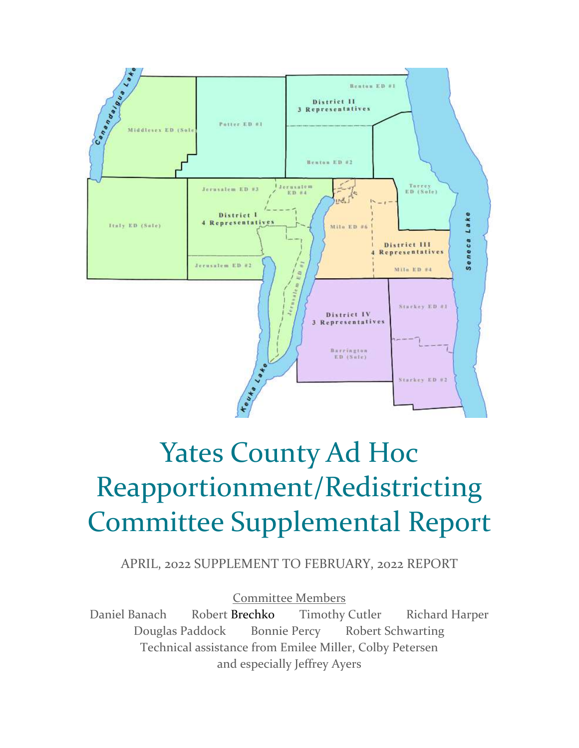# Yates County Ad Hoc Reapportionment/Redistricting Committee Supplemental Report

APRIL, 2022 SUPPLEMENT TO FEBRUARY, 2022 REPORT

Committee Members

Daniel Banach Robert Brechko Timothy Cutler Richard Harper
Douglas Paddock Bonnie Percy Robert Schwarting
Technical assistance from Emilee Miller, Colby Petersen
and especially Jeffrey Ayers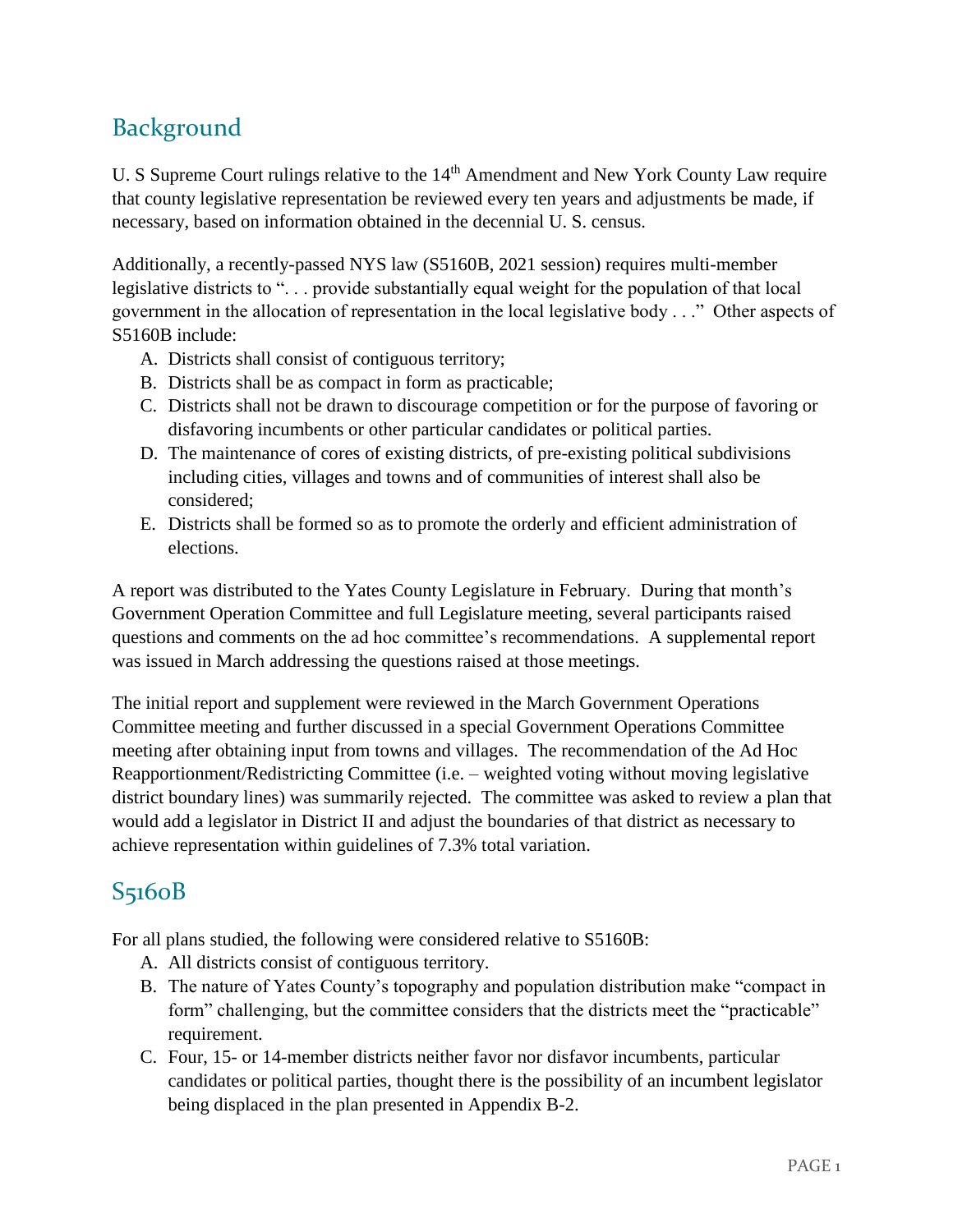## Background

U. S Supreme Court rulings relative to the 14th Amendment and New York County Law require that county legislative representation be reviewed every ten years and adjustments be made, if necessary, based on information obtained in the decennial U. S. census.

Additionally, a recently-passed NYS law (S5160B, 2021 session) requires multi-member legislative districts to ". . . provide substantially equal weight for the population of that local government in the allocation of representation in the local legislative body . . ." Other aspects of S5160B include:

A. Districts shall consist of contiguous territory;
B. Districts shall be as compact in form as practicable;
C. Districts shall not be drawn to discourage competition or for the purpose of favoring or disfavoring incumbents or other particular candidates or political parties.
D. The maintenance of cores of existing districts, of pre-existing political subdivisions including cities, villages and towns and of communities of interest shall also be considered;
E. Districts shall be formed so as to promote the orderly and efficient administration of elections.

A report was distributed to the Yates County Legislature in February. During that month's Government Operation Committee and full Legislature meeting, several participants raised questions and comments on the ad hoc committee's recommendations. A supplemental report was issued in March addressing the questions raised at those meetings.

The initial report and supplement were reviewed in the March Government Operations Committee meeting and further discussed in a special Government Operations Committee meeting after obtaining input from towns and villages. The recommendation of the Ad Hoc Reapportionment/Redistricting Committee (i.e. – weighted voting without moving legislative district boundary lines) was summarily rejected. The committee was asked to review a plan that would add a legislator in District II and adjust the boundaries of that district as necessary to achieve representation within guidelines of 7.3% total variation.

## S5160B

For all plans studied, the following were considered relative to S5160B:

A. All districts consist of contiguous territory.
B. The nature of Yates County's topography and population distribution make "compact in form" challenging, but the committee considers that the districts meet the "practicable" requirement.
C. Four, 15- or 14-member districts neither favor nor disfavor incumbents, particular candidates or political parties, thought there is the possibility of an incumbent legislator being displaced in the plan presented in Appendix B-2.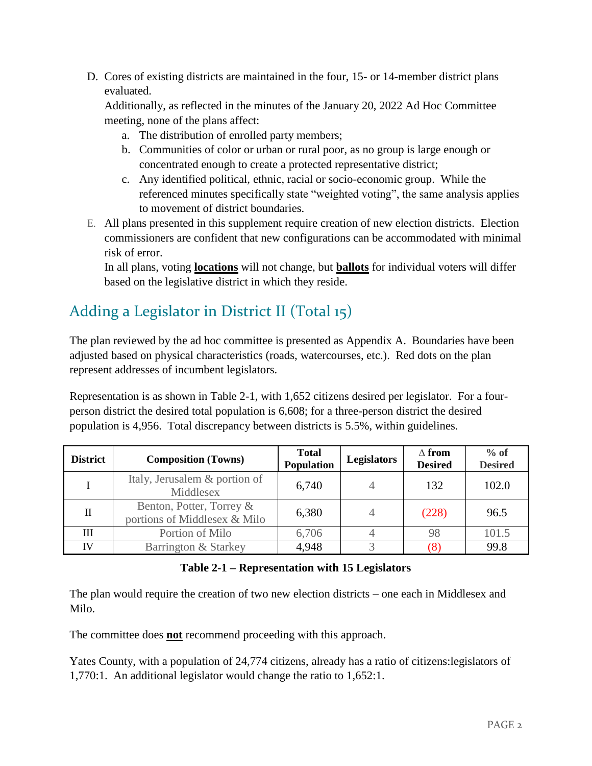D. Cores of existing districts are maintained in the four, 15- or 14-member district plans evaluated.
   Additionally, as reflected in the minutes of the January 20, 2022 Ad Hoc Committee meeting, none of the plans affect:
   a. The distribution of enrolled party members;
   b. Communities of color or urban or rural poor, as no group is large enough or concentrated enough to create a protected representative district;
   c. Any identified political, ethnic, racial or socio-economic group. While the referenced minutes specifically state "weighted voting", the same analysis applies to movement of district boundaries.

E. All plans presented in this supplement require creation of new election districts. Election commissioners are confident that new configurations can be accommodated with minimal risk of error.
   In all plans, voting **locations** will not change, but **ballots** for individual voters will differ based on the legislative district in which they reside.

## Adding a Legislator in District II (Total 15)

The plan reviewed by the ad hoc committee is presented as Appendix A. Boundaries have been adjusted based on physical characteristics (roads, watercourses, etc.). Red dots on the plan represent addresses of incumbent legislators.

Representation is as shown in Table 2-1, with 1,652 citizens desired per legislator. For a four-person district the desired total population is 6,608; for a three-person district the desired population is 4,956. Total discrepancy between districts is 5.5%, within guidelines.

| District | Composition (Towns) | Total Population | Legislators | ∆ from Desired | % of Desired |
|---|---|---|---|---|---|
| I | Italy, Jerusalem & portion of Middlesex | 6,740 | 4 | 132 | 102.0 |
| II | Benton, Potter, Torrey & portions of Middlesex & Milo | 6,380 | 4 | (228) | 96.5 |
| III | Portion of Milo | 6,706 | 4 | 98 | 101.5 |
| IV | Barrington & Starkey | 4,948 | 3 | (8) | 99.8 |

**Table 2-1 – Representation with 15 Legislators**

The plan would require the creation of two new election districts – one each in Middlesex and Milo.

The committee does **not** recommend proceeding with this approach.

Yates County, with a population of 24,774 citizens, already has a ratio of citizens:legislators of 1,770:1. An additional legislator would change the ratio to 1,652:1.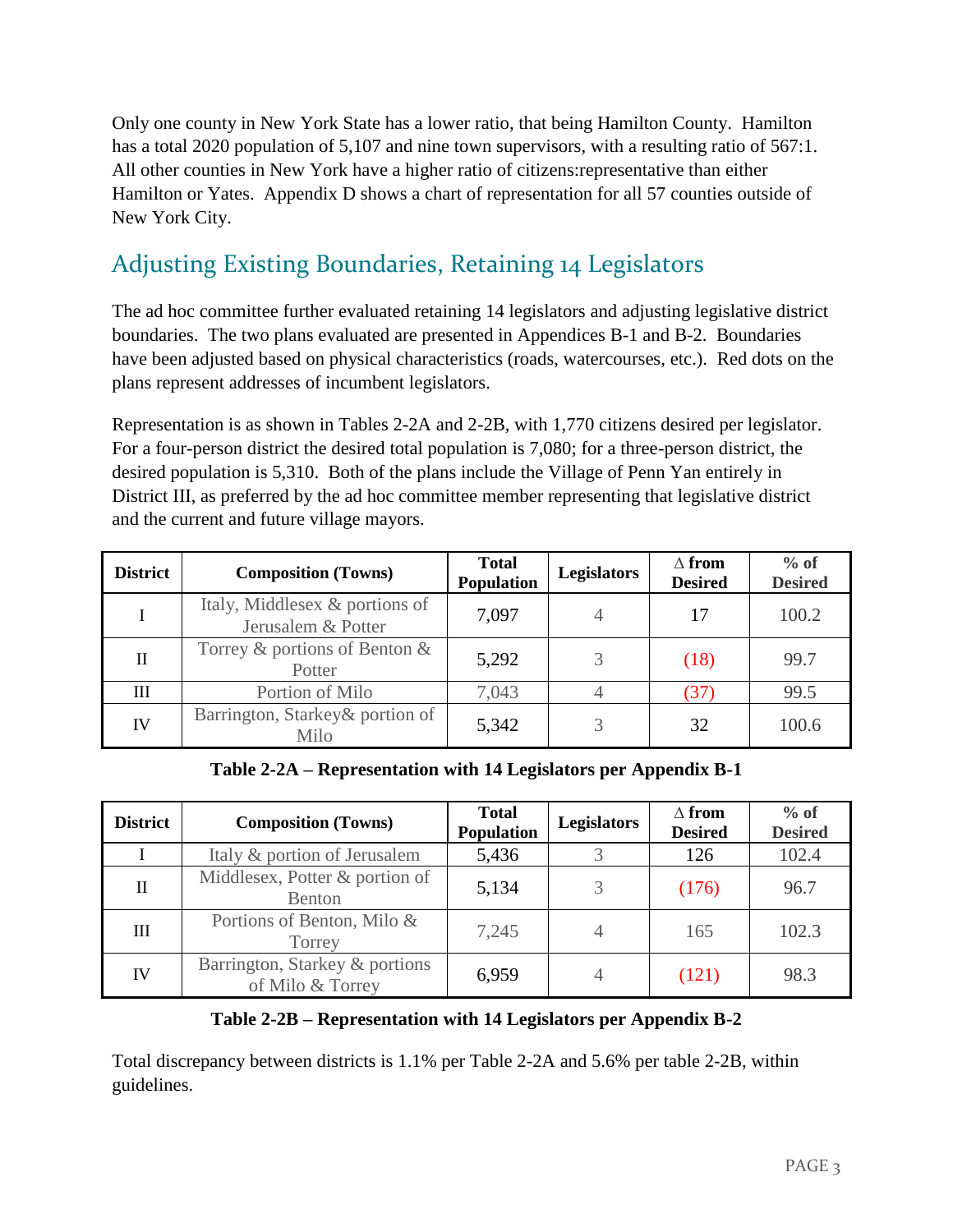Only one county in New York State has a lower ratio, that being Hamilton County. Hamilton has a total 2020 population of 5,107 and nine town supervisors, with a resulting ratio of 567:1. All other counties in New York have a higher ratio of citizens:representative than either Hamilton or Yates. Appendix D shows a chart of representation for all 57 counties outside of New York City.

## Adjusting Existing Boundaries, Retaining 14 Legislators

The ad hoc committee further evaluated retaining 14 legislators and adjusting legislative district boundaries. The two plans evaluated are presented in Appendices B-1 and B-2. Boundaries have been adjusted based on physical characteristics (roads, watercourses, etc.). Red dots on the plans represent addresses of incumbent legislators.

Representation is as shown in Tables 2-2A and 2-2B, with 1,770 citizens desired per legislator. For a four-person district the desired total population is 7,080; for a three-person district, the desired population is 5,310. Both of the plans include the Village of Penn Yan entirely in District III, as preferred by the ad hoc committee member representing that legislative district and the current and future village mayors.

| District | Composition (Towns) | Total Population | Legislators | ∆ from Desired | % of Desired |
|---|---|---|---|---|---|
| I | Italy, Middlesex & portions of Jerusalem & Potter | 7,097 | 4 | 17 | 100.2 |
| II | Torrey & portions of Benton & Potter | 5,292 | 3 | (18) | 99.7 |
| III | Portion of Milo | 7,043 | 4 | (37) | 99.5 |
| IV | Barrington, Starkey& portion of Milo | 5,342 | 3 | 32 | 100.6 |

**Table 2-2A – Representation with 14 Legislators per Appendix B-1**

| District | Composition (Towns) | Total Population | Legislators | ∆ from Desired | % of Desired |
|---|---|---|---|---|---|
| I | Italy & portion of Jerusalem | 5,436 | 3 | 126 | 102.4 |
| II | Middlesex, Potter & portion of Benton | 5,134 | 3 | (176) | 96.7 |
| III | Portions of Benton, Milo & Torrey | 7,245 | 4 | 165 | 102.3 |
| IV | Barrington, Starkey & portions of Milo & Torrey | 6,959 | 4 | (121) | 98.3 |

**Table 2-2B – Representation with 14 Legislators per Appendix B-2**

Total discrepancy between districts is 1.1% per Table 2-2A and 5.6% per table 2-2B, within guidelines.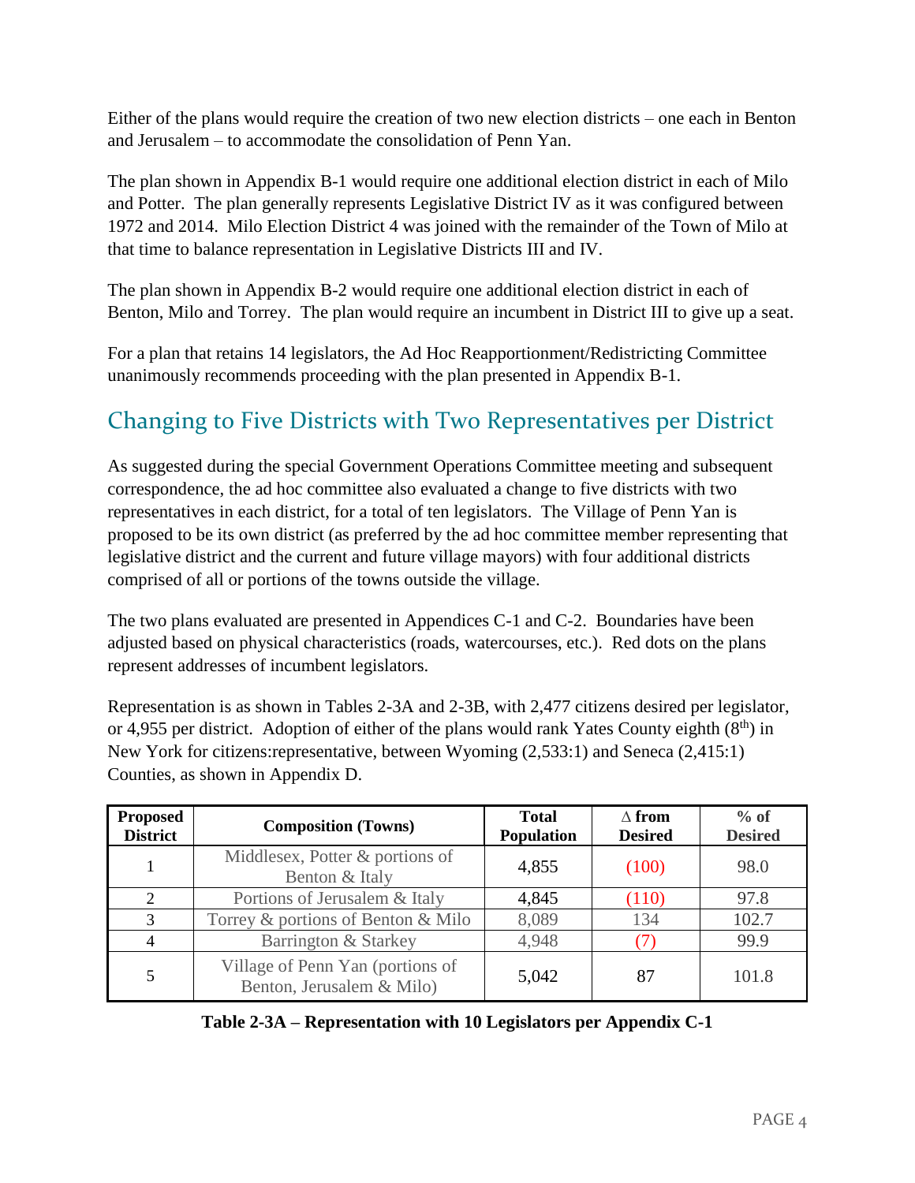Either of the plans would require the creation of two new election districts – one each in Benton and Jerusalem – to accommodate the consolidation of Penn Yan.

The plan shown in Appendix B-1 would require one additional election district in each of Milo and Potter. The plan generally represents Legislative District IV as it was configured between 1972 and 2014. Milo Election District 4 was joined with the remainder of the Town of Milo at that time to balance representation in Legislative Districts III and IV.

The plan shown in Appendix B-2 would require one additional election district in each of Benton, Milo and Torrey. The plan would require an incumbent in District III to give up a seat.

For a plan that retains 14 legislators, the Ad Hoc Reapportionment/Redistricting Committee unanimously recommends proceeding with the plan presented in Appendix B-1.

## Changing to Five Districts with Two Representatives per District

As suggested during the special Government Operations Committee meeting and subsequent correspondence, the ad hoc committee also evaluated a change to five districts with two representatives in each district, for a total of ten legislators. The Village of Penn Yan is proposed to be its own district (as preferred by the ad hoc committee member representing that legislative district and the current and future village mayors) with four additional districts comprised of all or portions of the towns outside the village.

The two plans evaluated are presented in Appendices C-1 and C-2. Boundaries have been adjusted based on physical characteristics (roads, watercourses, etc.). Red dots on the plans represent addresses of incumbent legislators.

Representation is as shown in Tables 2-3A and 2-3B, with 2,477 citizens desired per legislator, or 4,955 per district. Adoption of either of the plans would rank Yates County eighth (8th) in New York for citizens:representative, between Wyoming (2,533:1) and Seneca (2,415:1) Counties, as shown in Appendix D.

| Proposed District | Composition (Towns) | Total Population | ∆ from Desired | % of Desired |
|---|---|---|---|---|
| 1 | Middlesex, Potter & portions of Benton & Italy | 4,855 | (100) | 98.0 |
| 2 | Portions of Jerusalem & Italy | 4,845 | (110) | 97.8 |
| 3 | Torrey & portions of Benton & Milo | 8,089 | 134 | 102.7 |
| 4 | Barrington & Starkey | 4,948 | (7) | 99.9 |
| 5 | Village of Penn Yan (portions of Benton, Jerusalem & Milo) | 5,042 | 87 | 101.8 |

**Table 2-3A – Representation with 10 Legislators per Appendix C-1**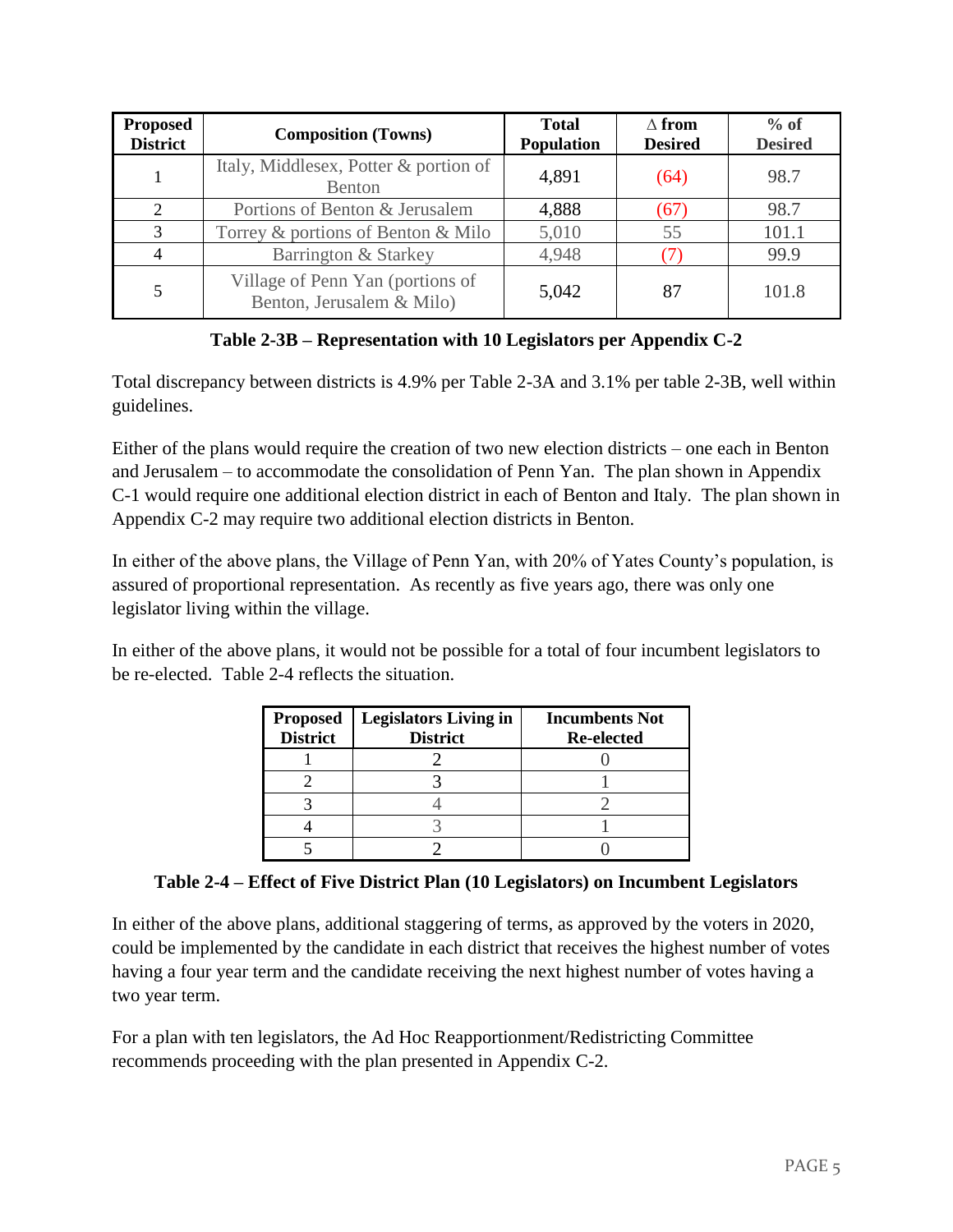| Proposed District | Composition (Towns) | Total Population | Δ from Desired | % of Desired |
|---|---|---|---|---|
| 1 | Italy, Middlesex, Potter & portion of Benton | 4,891 | (64) | 98.7 |
| 2 | Portions of Benton & Jerusalem | 4,888 | (67) | 98.7 |
| 3 | Torrey & portions of Benton & Milo | 5,010 | 55 | 101.1 |
| 4 | Barrington & Starkey | 4,948 | (7) | 99.9 |
| 5 | Village of Penn Yan (portions of Benton, Jerusalem & Milo) | 5,042 | 87 | 101.8 |

**Table 2-3B – Representation with 10 Legislators per Appendix C-2**

Total discrepancy between districts is 4.9% per Table 2-3A and 3.1% per table 2-3B, well within guidelines.

Either of the plans would require the creation of two new election districts – one each in Benton and Jerusalem – to accommodate the consolidation of Penn Yan. The plan shown in Appendix C-1 would require one additional election district in each of Benton and Italy. The plan shown in Appendix C-2 may require two additional election districts in Benton.

In either of the above plans, the Village of Penn Yan, with 20% of Yates County's population, is assured of proportional representation. As recently as five years ago, there was only one legislator living within the village.

In either of the above plans, it would not be possible for a total of four incumbent legislators to be re-elected. Table 2-4 reflects the situation.

| Proposed District | Legislators Living in District | Incumbents Not Re-elected |
|---|---|---|
| 1 | 2 | 0 |
| 2 | 3 | 1 |
| 3 | 4 | 2 |
| 4 | 3 | 1 |
| 5 | 2 | 0 |

**Table 2-4 – Effect of Five District Plan (10 Legislators) on Incumbent Legislators**

In either of the above plans, additional staggering of terms, as approved by the voters in 2020, could be implemented by the candidate in each district that receives the highest number of votes having a four year term and the candidate receiving the next highest number of votes having a two year term.

For a plan with ten legislators, the Ad Hoc Reapportionment/Redistricting Committee recommends proceeding with the plan presented in Appendix C-2.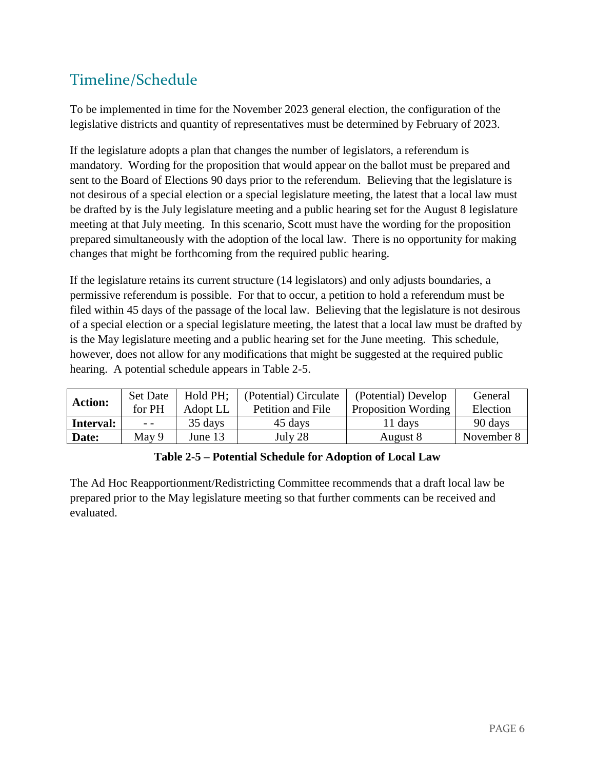## Timeline/Schedule

To be implemented in time for the November 2023 general election, the configuration of the legislative districts and quantity of representatives must be determined by February of 2023.

If the legislature adopts a plan that changes the number of legislators, a referendum is mandatory. Wording for the proposition that would appear on the ballot must be prepared and sent to the Board of Elections 90 days prior to the referendum. Believing that the legislature is not desirous of a special election or a special legislature meeting, the latest that a local law must be drafted by is the July legislature meeting and a public hearing set for the August 8 legislature meeting at that July meeting. In this scenario, Scott must have the wording for the proposition prepared simultaneously with the adoption of the local law. There is no opportunity for making changes that might be forthcoming from the required public hearing.

If the legislature retains its current structure (14 legislators) and only adjusts boundaries, a permissive referendum is possible. For that to occur, a petition to hold a referendum must be filed within 45 days of the passage of the local law. Believing that the legislature is not desirous of a special election or a special legislature meeting, the latest that a local law must be drafted by is the May legislature meeting and a public hearing set for the June meeting. This schedule, however, does not allow for any modifications that might be suggested at the required public hearing. A potential schedule appears in Table 2-5.

| **Action:** | Set Date for PH | Hold PH; Adopt LL | (Potential) Circulate Petition and File | (Potential) Develop Proposition Wording | General Election |
|---|---|---|---|---|---|
| **Interval:** | - - | 35 days | 45 days | 11 days | 90 days |
| **Date:** | May 9 | June 13 | July 28 | August 8 | November 8 |

**Table 2-5 – Potential Schedule for Adoption of Local Law**

The Ad Hoc Reapportionment/Redistricting Committee recommends that a draft local law be prepared prior to the May legislature meeting so that further comments can be received and evaluated.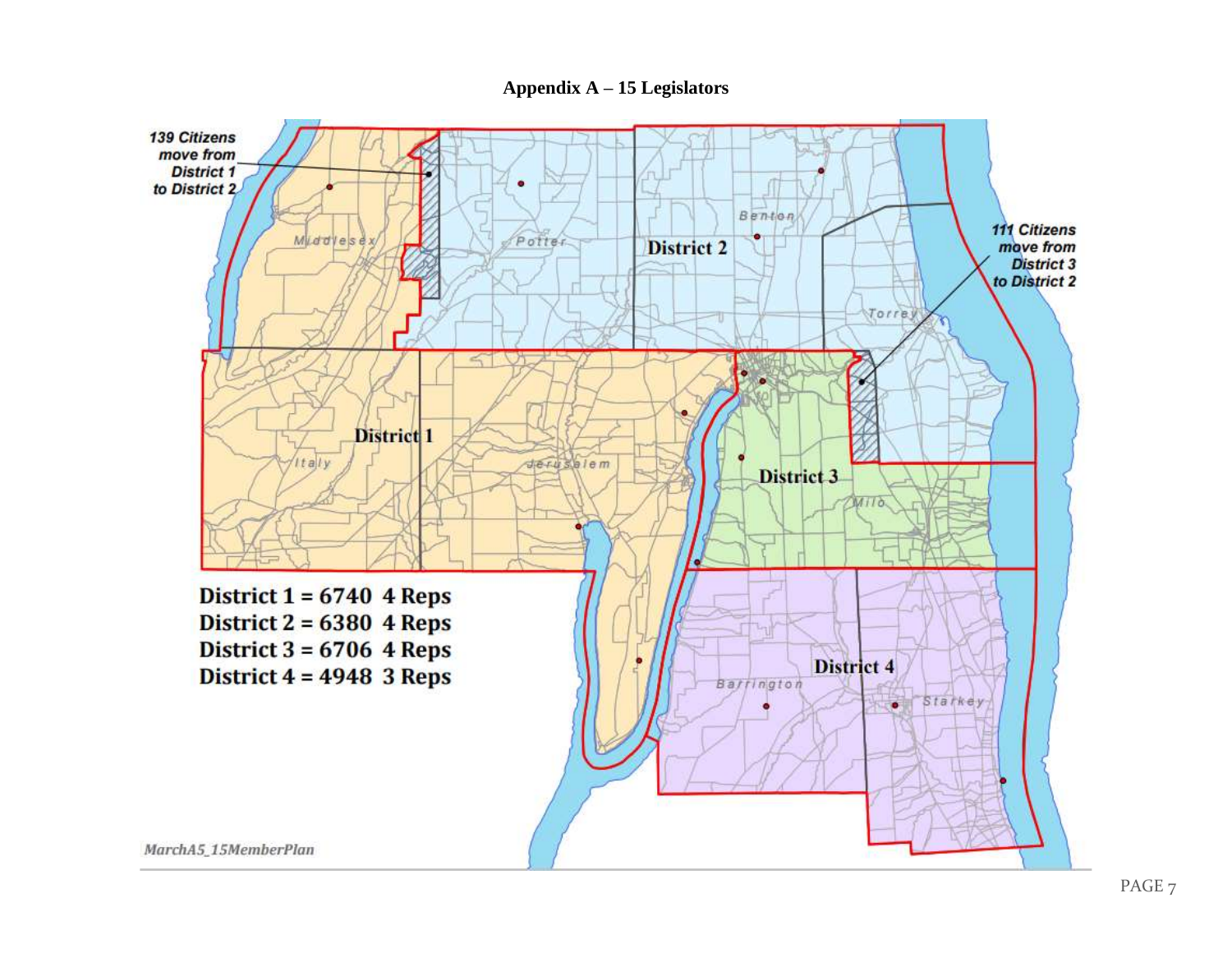# Appendix A – 15 Legislators

139 Citizens move from District 1 to District 2

111 Citizens move from District 3 to District 2

District 1 = 6740 4 Reps
District 2 = 6380 4 Reps
District 3 = 6706 4 Reps
District 4 = 4948 3 Reps

MarchA5_15MemberPlan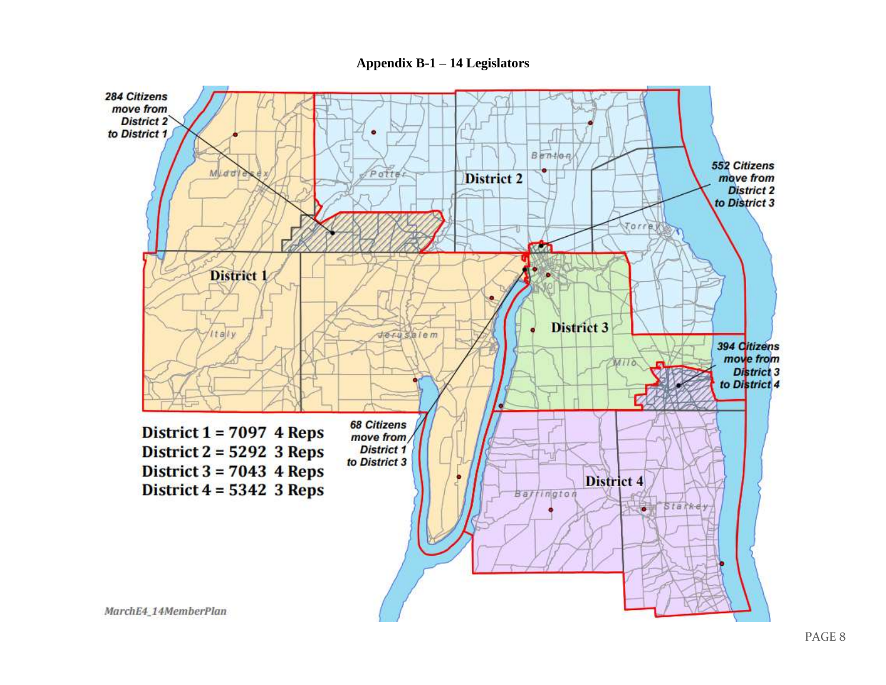**Appendix B-1 – 14 Legislators**

284 Citizens move from District 2 to District 1

552 Citizens move from District 2 to District 3

394 Citizens move from District 3 to District 4

68 Citizens move from District 1 to District 3

Middlesex

Potter

Benton

Torrey

Italy

Jerusalem

Milo

Barrington

Starkey

District 1

District 2

District 3

District 4

**District 1 = 7097 4 Reps**
**District 2 = 5292 3 Reps**
**District 3 = 7043 4 Reps**
**District 4 = 5342 3 Reps**

*MarchE4_14MemberPlan*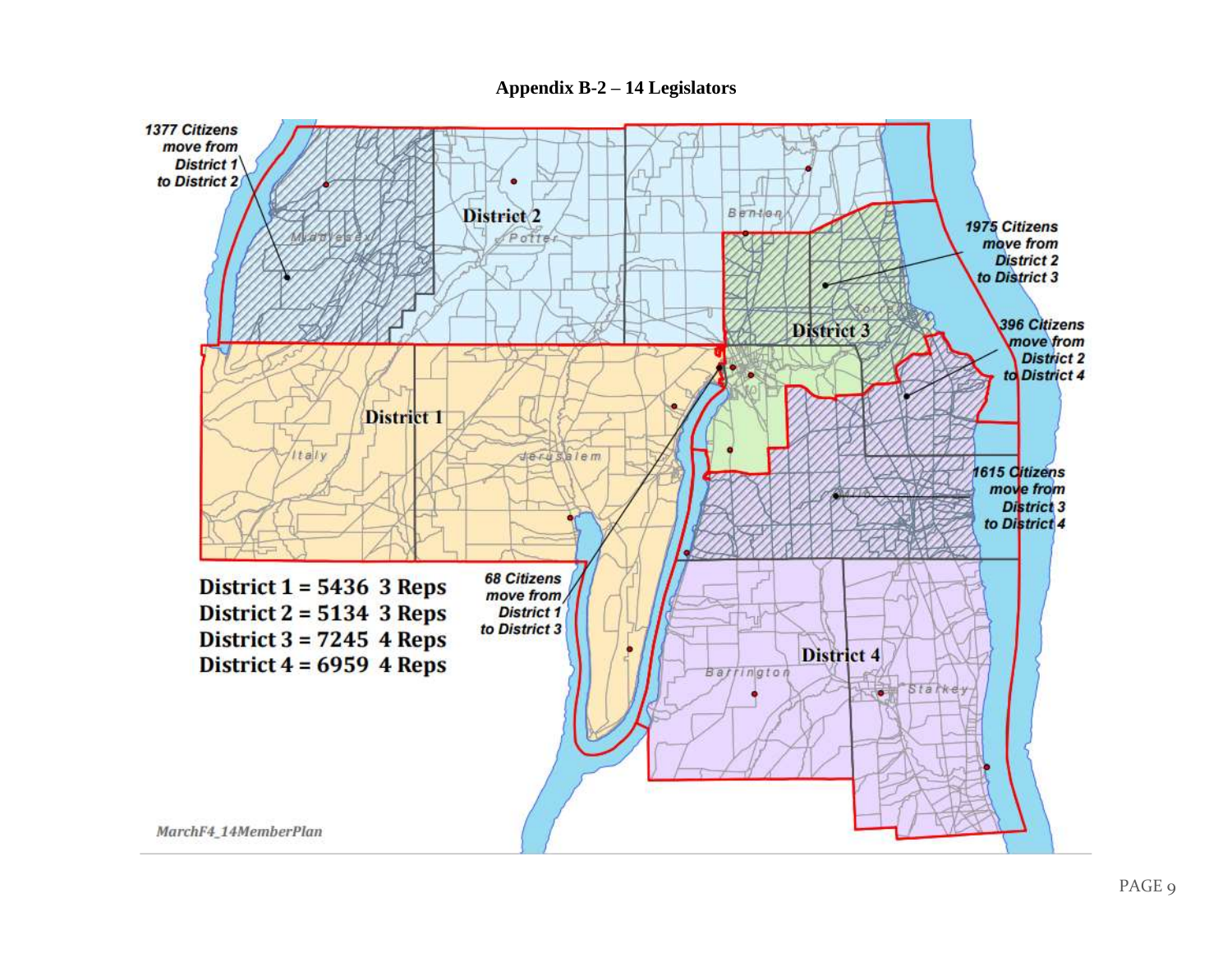**Appendix B-2 – 14 Legislators**

1377 Citizens move from District 1 to District 2

1975 Citizens move from District 2 to District 3

396 Citizens move from District 2 to District 4

1615 Citizens move from District 3 to District 4

68 Citizens move from District 1 to District 3

District 1

District 2

District 3

District 4

Middlesex

Potter

Benton

Torrey

Italy

Jerusalem

Barrington

Starkey

**District 1 = 5436 3 Reps**
**District 2 = 5134 3 Reps**
**District 3 = 7245 4 Reps**
**District 4 = 6959 4 Reps**

*MarchF4_14MemberPlan*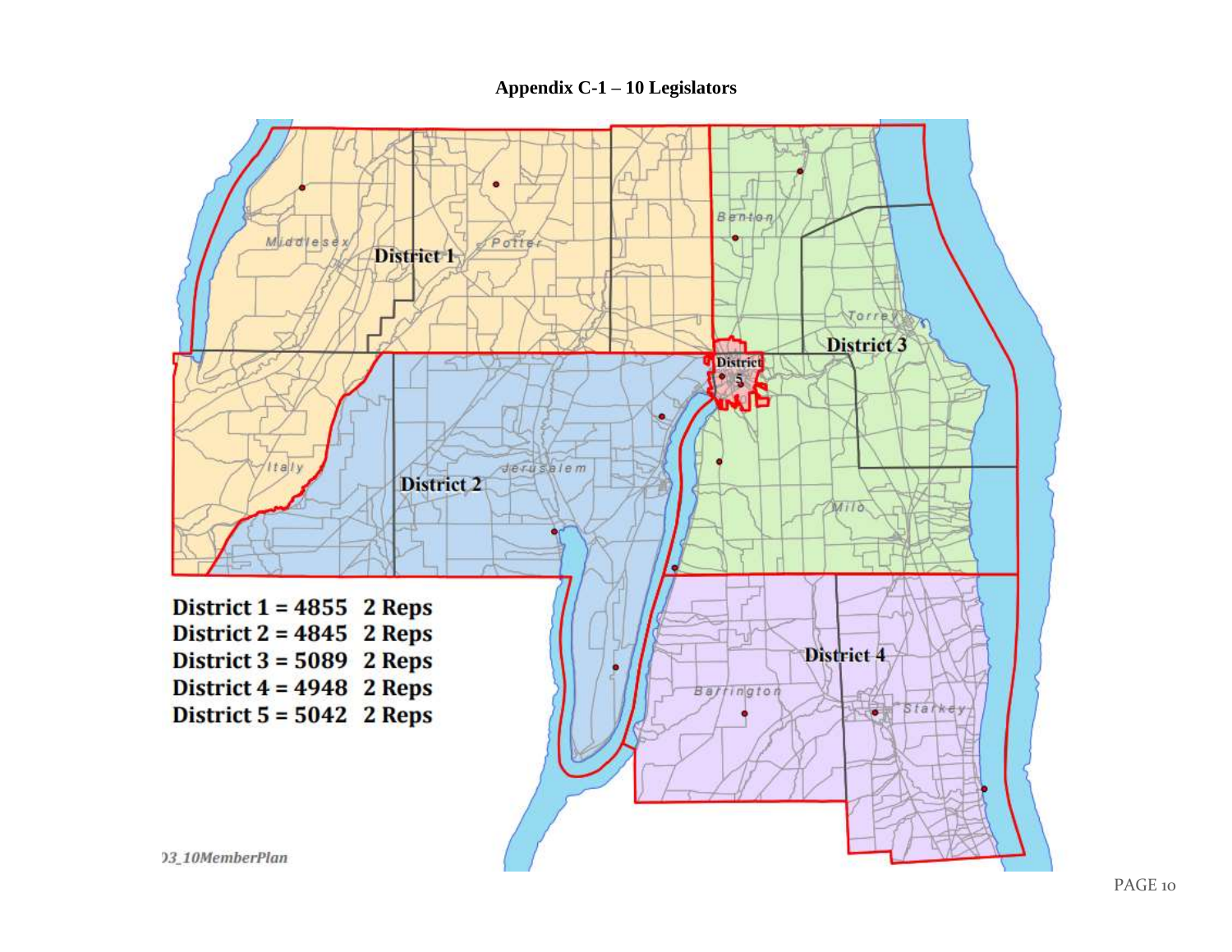# Appendix C-1 – 10 Legislators

**District 1 = 4855 2 Reps**
**District 2 = 4845 2 Reps**
**District 3 = 5089 2 Reps**
**District 4 = 4948 2 Reps**
**District 5 = 5042 2 Reps**

*03_10MemberPlan*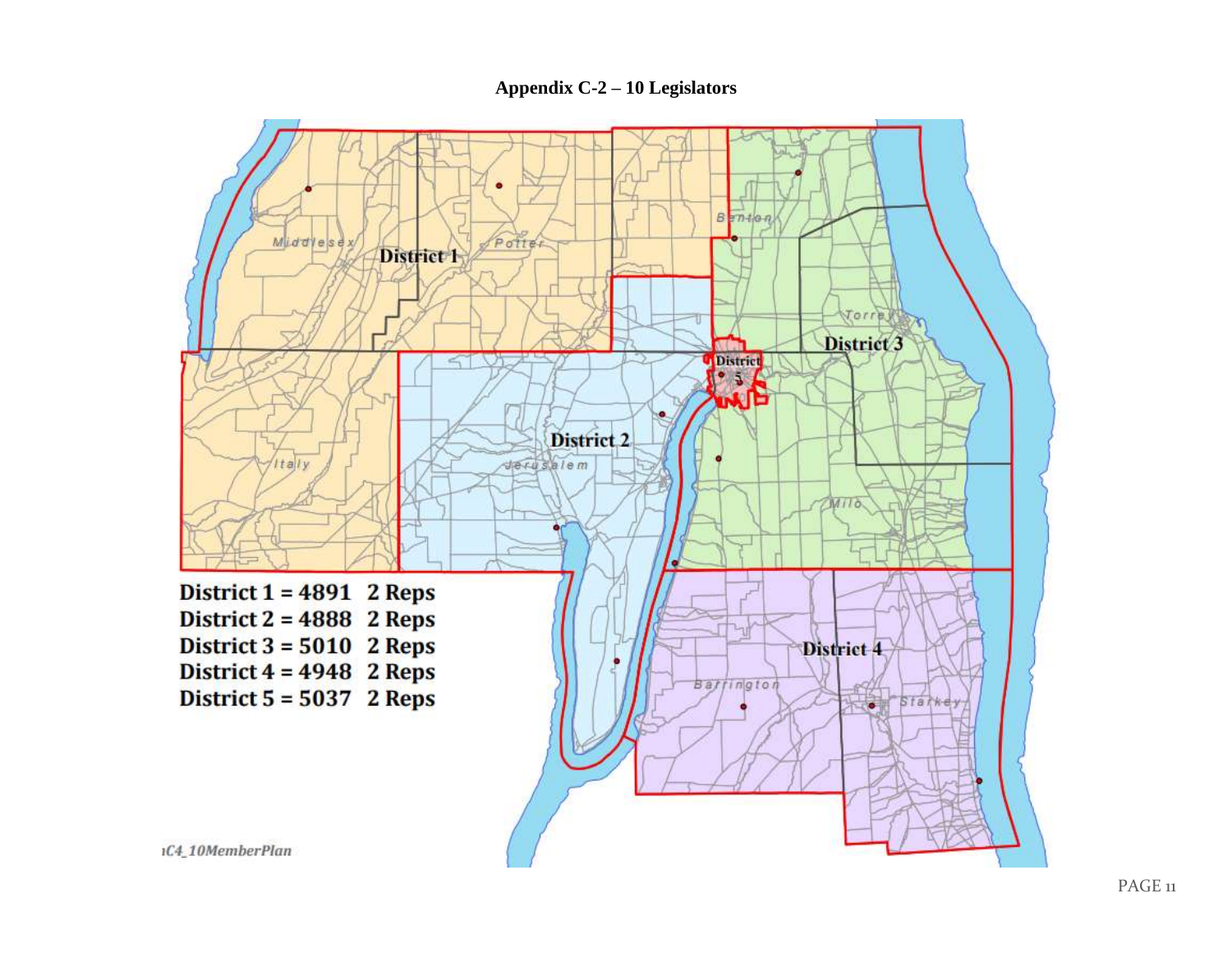**Appendix C-2 – 10 Legislators**

District 1 = 4891 2 Reps
District 2 = 4888 2 Reps
District 3 = 5010 2 Reps
District 4 = 4948 2 Reps
District 5 = 5037 2 Reps

ıC4_10MemberPlan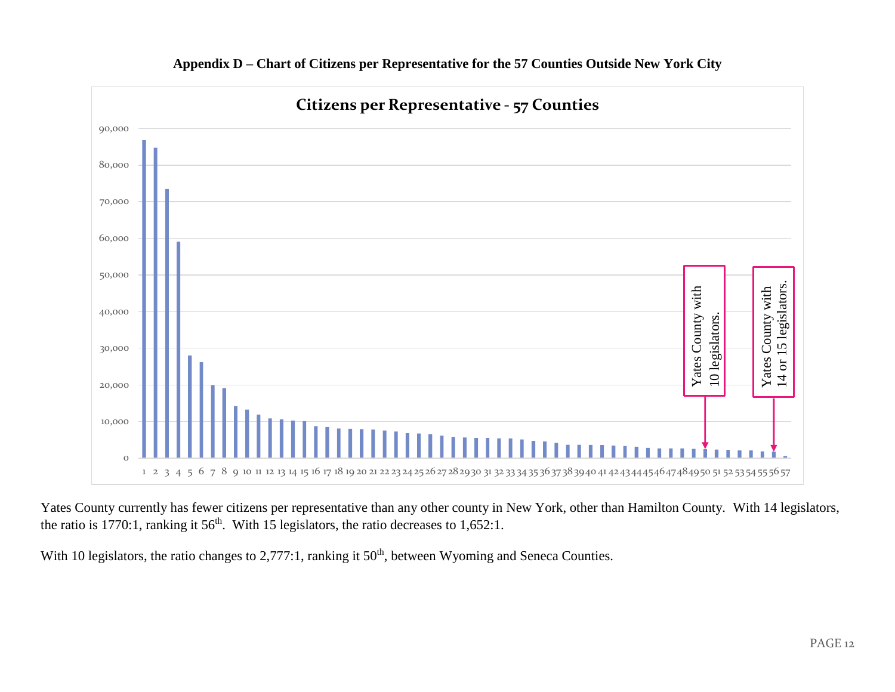**Appendix D – Chart of Citizens per Representative for the 57 Counties Outside New York City**

Citizens per Representative - 57 Counties

90,000
80,000
70,000
60,000
50,000
40,000
30,000
20,000
10,000
0

1 2 3 4 5 6 7 8 9 10 11 12 13 14 15 16 17 18 19 20 21 22 23 24 25 26 27 28 29 30 31 32 33 34 35 36 37 38 39 40 41 42 43 44 45 46 47 48 49 50 51 52 53 54 55 56 57

Yates County with 10 legislators.

Yates County with 14 or 15 legislators.

Yates County currently has fewer citizens per representative than any other county in New York, other than Hamilton County. With 14 legislators, the ratio is 1770:1, ranking it 56th. With 15 legislators, the ratio decreases to 1,652:1.

With 10 legislators, the ratio changes to 2,777:1, ranking it 50th, between Wyoming and Seneca Counties.